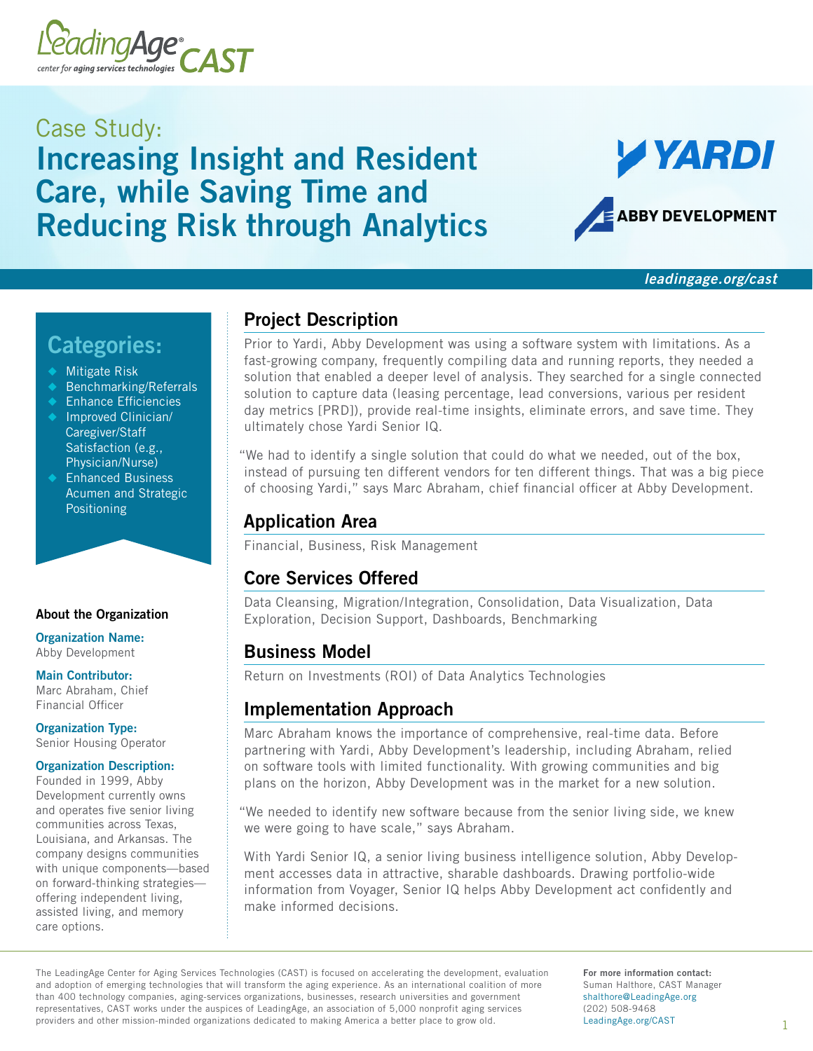LeadingAge CAST — center for aging services technologies

# Case Study: Increasing Insight and Resident Care, while Saving Time and Reducing Risk through Analytics

YARDI

ABBY DEVELOPMENT

*leadingage.org/cast*

## Categories:

- Mitigate Risk
- Benchmarking/Referrals
- Enhance Efficiencies
- Improved Clinician/Caregiver/Staff Satisfaction (e.g., Physician/Nurse)
- Enhanced Business Acumen and Strategic Positioning

### About the Organization

**Organization Name:**
Abby Development

**Main Contributor:**
Marc Abraham, Chief Financial Officer

**Organization Type:**
Senior Housing Operator

**Organization Description:**
Founded in 1999, Abby Development currently owns and operates five senior living communities across Texas, Louisiana, and Arkansas. The company designs communities with unique components—based on forward-thinking strategies—offering independent living, assisted living, and memory care options.

## Project Description

Prior to Yardi, Abby Development was using a software system with limitations. As a fast-growing company, frequently compiling data and running reports, they needed a solution that enabled a deeper level of analysis. They searched for a single connected solution to capture data (leasing percentage, lead conversions, various per resident day metrics [PRD]), provide real-time insights, eliminate errors, and save time. They ultimately chose Yardi Senior IQ.

"We had to identify a single solution that could do what we needed, out of the box, instead of pursuing ten different vendors for ten different things. That was a big piece of choosing Yardi," says Marc Abraham, chief financial officer at Abby Development.

## Application Area

Financial, Business, Risk Management

## Core Services Offered

Data Cleansing, Migration/Integration, Consolidation, Data Visualization, Data Exploration, Decision Support, Dashboards, Benchmarking

## Business Model

Return on Investments (ROI) of Data Analytics Technologies

## Implementation Approach

Marc Abraham knows the importance of comprehensive, real-time data. Before partnering with Yardi, Abby Development's leadership, including Abraham, relied on software tools with limited functionality. With growing communities and big plans on the horizon, Abby Development was in the market for a new solution.

"We needed to identify new software because from the senior living side, we knew we were going to have scale," says Abraham.

With Yardi Senior IQ, a senior living business intelligence solution, Abby Development accesses data in attractive, sharable dashboards. Drawing portfolio-wide information from Voyager, Senior IQ helps Abby Development act confidently and make informed decisions.

The LeadingAge Center for Aging Services Technologies (CAST) is focused on accelerating the development, evaluation and adoption of emerging technologies that will transform the aging experience. As an international coalition of more than 400 technology companies, aging-services organizations, businesses, research universities and government representatives, CAST works under the auspices of LeadingAge, an association of 5,000 nonprofit aging services providers and other mission-minded organizations dedicated to making America a better place to grow old.

**For more information contact:**
Suman Halthore, CAST Manager
shalthore@LeadingAge.org
(202) 508-9468
LeadingAge.org/CAST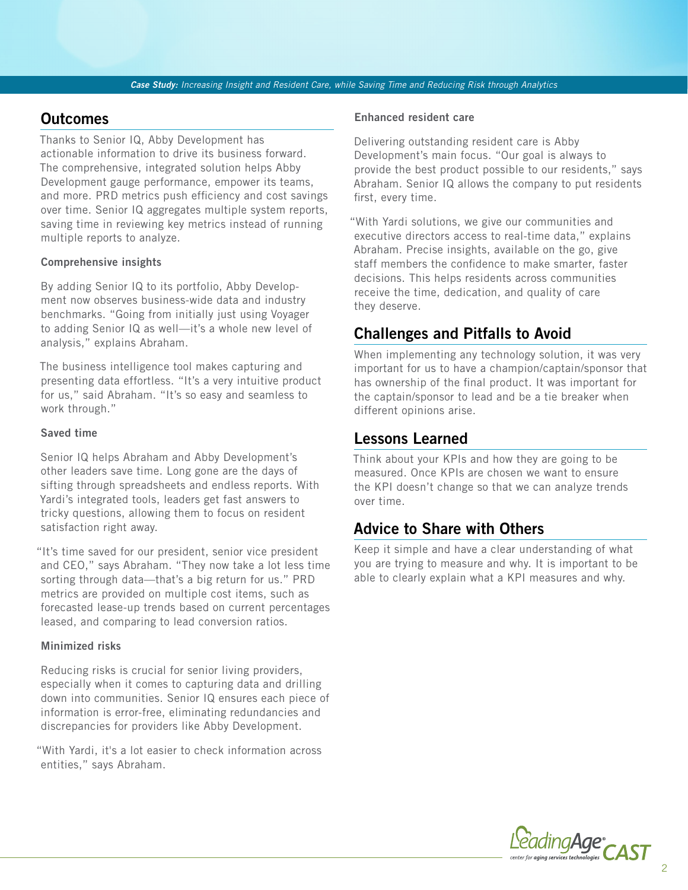## Outcomes

Thanks to Senior IQ, Abby Development has actionable information to drive its business forward. The comprehensive, integrated solution helps Abby Development gauge performance, empower its teams, and more. PRD metrics push efficiency and cost savings over time. Senior IQ aggregates multiple system reports, saving time in reviewing key metrics instead of running multiple reports to analyze.

### Comprehensive insights

By adding Senior IQ to its portfolio, Abby Development now observes business-wide data and industry benchmarks. "Going from initially just using Voyager to adding Senior IQ as well—it's a whole new level of analysis," explains Abraham.

The business intelligence tool makes capturing and presenting data effortless. "It's a very intuitive product for us," said Abraham. "It's so easy and seamless to work through."

### Saved time

Senior IQ helps Abraham and Abby Development's other leaders save time. Long gone are the days of sifting through spreadsheets and endless reports. With Yardi's integrated tools, leaders get fast answers to tricky questions, allowing them to focus on resident satisfaction right away.

"It's time saved for our president, senior vice president and CEO," says Abraham. "They now take a lot less time sorting through data—that's a big return for us." PRD metrics are provided on multiple cost items, such as forecasted lease-up trends based on current percentages leased, and comparing to lead conversion ratios.

### Minimized risks

Reducing risks is crucial for senior living providers, especially when it comes to capturing data and drilling down into communities. Senior IQ ensures each piece of information is error-free, eliminating redundancies and discrepancies for providers like Abby Development.

"With Yardi, it's a lot easier to check information across entities," says Abraham.

### Enhanced resident care

Delivering outstanding resident care is Abby Development's main focus. "Our goal is always to provide the best product possible to our residents," says Abraham. Senior IQ allows the company to put residents first, every time.

"With Yardi solutions, we give our communities and executive directors access to real-time data," explains Abraham. Precise insights, available on the go, give staff members the confidence to make smarter, faster decisions. This helps residents across communities receive the time, dedication, and quality of care they deserve.

## Challenges and Pitfalls to Avoid

When implementing any technology solution, it was very important for us to have a champion/captain/sponsor that has ownership of the final product. It was important for the captain/sponsor to lead and be a tie breaker when different opinions arise.

## Lessons Learned

Think about your KPIs and how they are going to be measured. Once KPIs are chosen we want to ensure the KPI doesn't change so that we can analyze trends over time.

## Advice to Share with Others

Keep it simple and have a clear understanding of what you are trying to measure and why. It is important to be able to clearly explain what a KPI measures and why.